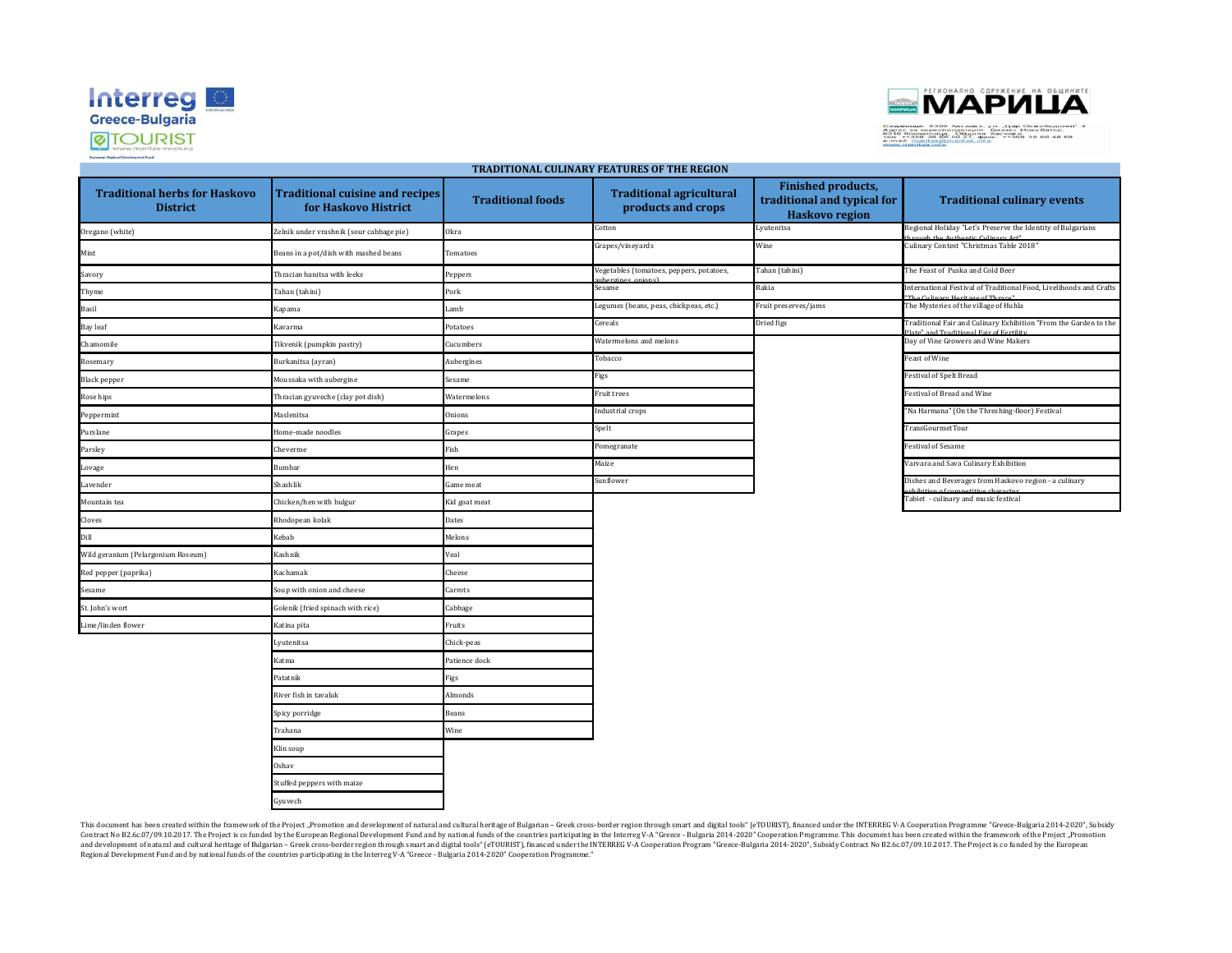## TRADITIONAL CULINARY FEATURES OF THE REGION

| Traditional herbs for Haskovo District | Traditional cuisine and recipes for Haskovo Histrict | Traditional foods | Traditional agricultural products and crops | Finished products, traditional and typical for Haskovo region | Traditional culinary events |
|---|---|---|---|---|---|
| Oregano (white) | Zelnik under vrashnik (sour cabbage pie) | Okra | Cotton | Lyutenitsa | Regional Holiday "Let's Preserve the Identity of Bulgarians through the Authentic Culinary Art" |
| Mint | Beans in a pot/dish with mashed beans | Tomatoes | Grapes/vineyards | Wine | Culinary Contest "Christmas Table 2018" |
| Savory | Thracian banitsa with leeks | Peppers | Vegetables (tomatoes, peppers, potatoes, aubergines, onions) | Tahan (tahini) | The Feast of Puska and Cold Beer |
| Thyme | Tahan (tahini) | Pork | Sesame | Rakia | International Festival of Traditional Food, Livelihoods and Crafts "The Culinary Heritage of Thrace" |
| Basil | Kapama | Lamb | Legumes (beans, peas, chickpeas, etc.) | Fruit preserves/jams | The Mysteries of the village of Huhla |
| Bay leaf | Kavarma | Potatoes | Cereals | Dried figs | Traditional Fair and Culinary Exhibition "From the Garden to the Plate" and Traditional Fair of Fertility |
| Chamomile | Tikvenik (pumpkin pastry) | Cucumbers | Watermelons and melons | | Day of Vine Growers and Wine Makers |
| Rosemary | Burkanitsa (ayran) | Aubergines | Tobacco | | Feast of Wine |
| Black pepper | Moussaka with aubergine | Sesame | Figs | | Festival of Spelt Bread |
| Rose hips | Thracian gyuveche (clay pot dish) | Watermelons | Fruit trees | | Festival of Bread and Wine |
| Peppermint | Maslenitsa | Onions | Industrial crops | | "Na Harmana" (On the Threshing-floor) Festival |
| Purslane | Home-made noodles | Grapes | Spelt | | TransGourmet Tour |
| Parsley | Cheverme | Fish | Pomegranate | | Festival of Sesame |
| Lovage | Bumbar | Hen | Maize | | Varvara and Sava Culinary Exhibition |
| Lavender | Shashlik | Game meat | Sunflower | | Dishes and Beverages from Haskovo region - a culinary exhibition of competitive character |
| Mountain tea | Chicken/hen with bulgur | Kid goat meat | | | Tabiet - culinary and music festival |
| Cloves | Rhodopean kolak | Dates | | | |
| Dill | Kebab | Melons | | | |
| Wild geranium (Pelargonium Roseum) | Kashnik | Veal | | | |
| Red pepper (paprika) | Kachamak | Cheese | | | |
| Sesame | Soup with onion and cheese | Carrots | | | |
| St. John's wort | Golenik (fried spinach with rice) | Cabbage | | | |
| Lime/linden flower | Katina pita | Fruits | | | |
| | Lyutenitsa | Chick-peas | | | |
| | Katma | Patience dock | | | |
| | Patatnik | Figs | | | |
| | River fish in tavaluk | Almonds | | | |
| | Spicy porridge | Beans | | | |
| | Trahana | Wine | | | |
| | Klin soup | | | | |
| | Oshav | | | | |
| | Stuffed peppers with maize | | | | |
| | Gyuvech | | | | |

This document has been created within the framework of the Project „Promotion and development of natural and cultural heritage of Bulgarian – Greek cross-border region through smart and digital tools" (eTOURIST), financed under the INTERREG V-A Cooperation Programme "Greece-Bulgaria 2014-2020", Subsidy Contract No B2.6c.07/09.10.2017. The Project is co funded by the European Regional Development Fund and by national funds of the countries participating in the Interreg V-A "Greece - Bulgaria 2014-2020" Cooperation Programme. This document has been created within the framework of the Project „Promotion and development of natural and cultural heritage of Bulgarian – Greek cross-border region through smart and digital tools" (eTOURIST), financed under the INTERREG V-A Cooperation Program "Greece-Bulgaria 2014-2020", Subsidy Contract No B2.6c.07/09.10.2017. The Project is co funded by the European Regional Development Fund and by national funds of the countries participating in the Interreg V-A "Greece - Bulgaria 2014-2020" Cooperation Programme."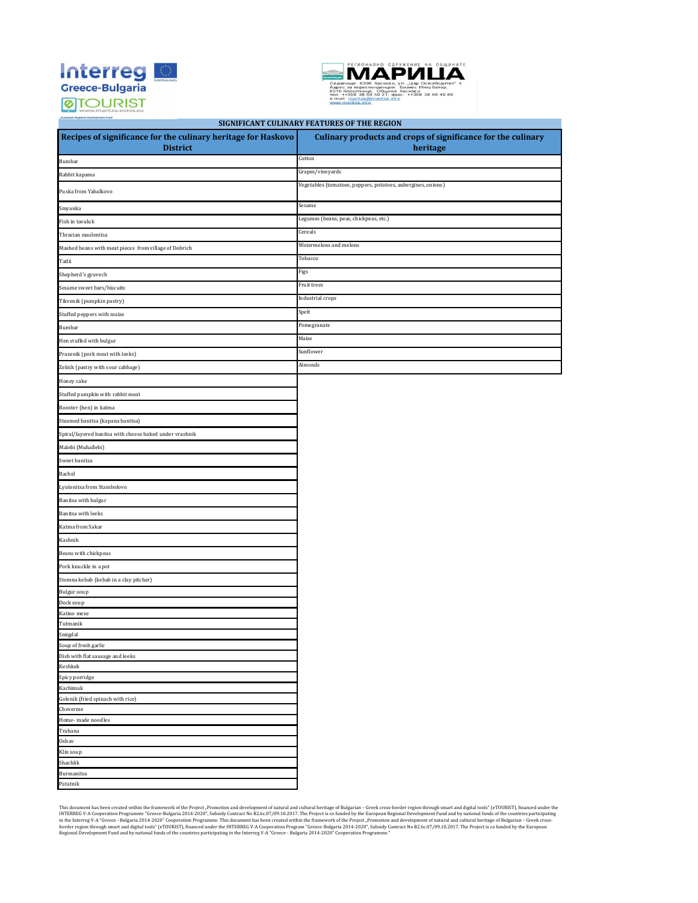## SIGNIFICANT CULINARY FEATURES OF THE REGION

| Recipes of significance for the culinary heritage for Haskovo District | Culinary products and crops of significance for the culinary heritage |
|---|---|
| Bumbar | Cotton |
| Rabbit kapama | Grapes/vineyards |
| Puska from Yabalkovo | Vegetables (tomatoes, peppers, potatoes, aubergines, onions) |
| Smyanka | Sesame |
| Fish in tavaluk | Legumes (beans, peas, chickpeas, etc.) |
| Thracian maslenitsa | Cereals |
| Mashed beans with meat pieces from village of Dobrich | Watermelons and melons |
| Tatlii | Tobacco |
| Shepherd's gyuvech | Figs |
| Sesame sweet bars/biscuits | Fruit trees |
| Tikvenik (pumpkin pastry) | Industrial crops |
| Stuffed peppers with maize | Spelt |
| Bumbar | Pomegranate |
| Hen stuffed with bulgur | Maize |
| Prazenik (pork meat with leeks) | Sunflower |
| Zelnik (pastry with sour cabbage) | Almonds |
| Honey cake | |
| Stuffed pumpkin with rabbit meat | |
| Rooster (hen) in katma | |
| Steamed banitsa (kapana banitsa) | |
| Spiral/layered banitsa with cheese baked under vrashnik | |
| Malebi (Muhallebi) | |
| Sweet banitsa | |
| Rachel | |
| Lyutenitsa from Stambolovo | |
| Banitsa with bulgur | |
| Banitsa with leeks | |
| Katma from Sakar | |
| Kashnik | |
| Beans with chickpeas | |
| Pork knuckle in a pot | |
| Stomna kebab (kebab in a clay pitcher) | |
| Bulgur soup | |
| Dock soup | |
| Katino meze | |
| Tutmanik | |
| Smigdal | |
| Soup of fresh garlic | |
| Dish with flat sausage and leeks | |
| Keshkek | |
| Spicy porridge | |
| Kachimak | |
| Golenik (fried spinach with rice) | |
| Cheverme | |
| Home- made noodles | |
| Trahana | |
| Oshav | |
| Klin soup | |
| Shashlik | |
| Burmanitsa | |
| Patatnik | |

This document has been created within the framework of the Project „Promotion and development of natural and cultural heritage of Bulgarian – Greek cross-border region through smart and digital tools" (eTOURIST), financed under the INTERREG V-A Cooperation Programme "Greece-Bulgaria 2014-2020", Subsidy Contract No B2.6c.07/09.10.2017. The Project is co funded by the European Regional Development Fund and by national funds of the countries participating in the Interreg V-A "Greece - Bulgaria 2014-2020" Cooperation Programme. This document has been created within the framework of the Project „Promotion and development of natural and cultural heritage of Bulgarian – Greek cross-border region through smart and digital tools" (eTOURIST), financed under the INTERREG V-A Cooperation Program "Greece-Bulgaria 2014-2020", Subsidy Contract No B2.6c.07/09.10.2017. The Project is co funded by the European Regional Development Fund and by national funds of the countries participating in the Interreg V-A "Greece - Bulgaria 2014-2020" Cooperation Programme."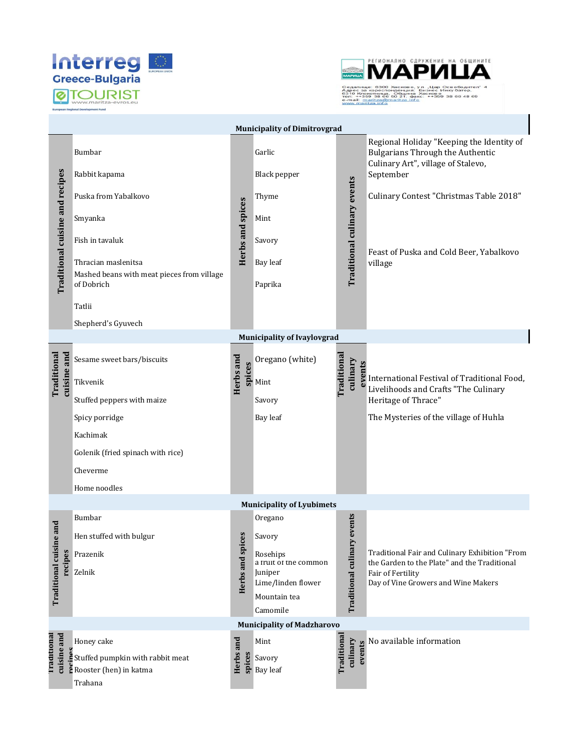**Interreg Greece-Bulgaria** — eTOURIST — www.maritza-evros.eu

European Regional Development Fund

РЕГИОНАЛНО СДРУЖЕНИЕ НА ОБЩИНИТЕ **МАРИЦА**

Седалище: 6300 Хасково, ул. „Цар Освободител" 4
Адрес за кореспонденция: Бизнес Инкубатор, 6310 Клокотница, Община Хасково
тел: ++359 38 66 50 21, факс: ++359 38 66 48 69
e-mail: maritza@maritza.info
www.maritza.info

## Municipality of Dimitrovgrad

| Traditional cuisine and recipes | Herbs and spices | Traditional culinary events |
|---|---|---|
| Bumbar | Garlic | Regional Holiday "Keeping the Identity of Bulgarians Through the Authentic Culinary Art", village of Stalevo, September |
| Rabbit kapama | Black pepper | |
| Puska from Yabalkovo | Thyme | Culinary Contest "Christmas Table 2018" |
| Smyanka | Mint | |
| Fish in tavaluk | Savory | Feast of Puska and Cold Beer, Yabalkovo village |
| Thracian maslenitsa | Bay leaf | |
| Mashed beans with meat pieces from village of Dobrich | Paprika | |
| Tatlii | | |
| Shepherd's Gyuvech | | |

## Municipality of Ivaylovgrad

| Traditional cuisine and | Herbs and spices | Traditional culinary events |
|---|---|---|
| Sesame sweet bars/biscuits | Oregano (white) | International Festival of Traditional Food, Livelihoods and Crafts "The Culinary Heritage of Thrace" |
| Tikvenik | Mint | |
| Stuffed peppers with maize | Savory | The Mysteries of the village of Huhla |
| Spicy porridge | Bay leaf | |
| Kachimak | | |
| Golenik (fried spinach with rice) | | |
| Cheverme | | |
| Home noodles | | |

## Municipality of Lyubimets

| Traditional cuisine and recipes | Herbs and spices | Traditional culinary events |
|---|---|---|
| Bumbar | Oregano | Traditional Fair and Culinary Exhibition "From the Garden to the Plate" and the Traditional Fair of Fertility |
| Hen stuffed with bulgur | Savory | Day of Vine Growers and Wine Makers |
| Prazenik | Rosehips | |
| Zelnik | a fruit of the common Juniper | |
| | Lime/linden flower | |
| | Mountain tea | |
| | Camomile | |

## Municipality of Madzharovo

| Traditional cuisine and recipes | Herbs and spices | Traditional culinary events |
|---|---|---|
| Honey cake | Mint | No available information |
| Stuffed pumpkin with rabbit meat | Savory | |
| Rooster (hen) in katma | Bay leaf | |
| Trahana | | |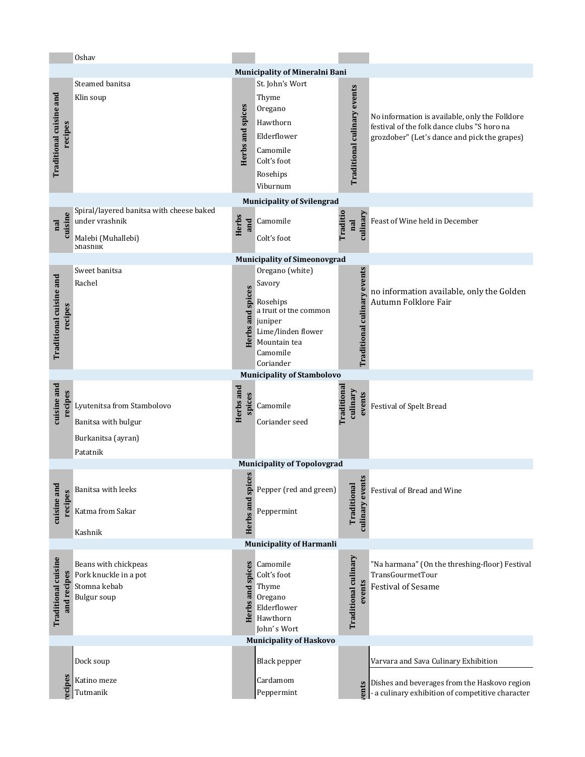| | | | | | |
|---|---|---|---|---|---|
| | Oshav | | | | |
| **Municipality of Mineralni Bani** | | | | | |
| **Traditional cuisine and recipes** | Steamed banitsa<br>Klin soup | **Herbs and spices** | St. John's Wort<br>Thyme<br>Oregano<br>Hawthorn<br>Elderflower<br>Camomile<br>Colt's foot<br>Rosehips<br>Viburnum | **Traditional culinary events** | No information is available, only the Folklore festival of the folk dance clubs "S horo na grozdober" (Let's dance and pick the grapes) |
| **Municipality of Svilengrad** | | | | | |
| **nal cuisine** | Spiral/layered banitsa with cheese baked under vrashnik<br>Malebi (Muhallebi)<br>Shashlik | **Herbs and** | Camomile<br>Colt's foot | **Traditional culinary** | Feast of Wine held in December |
| **Municipality of Simeonovgrad** | | | | | |
| **Traditional cuisine and recipes** | Sweet banitsa<br>Rachel | **Herbs and spices** | Oregano (white)<br>Savory<br>Rosehips<br>a fruit of the common juniper<br>Lime/linden flower<br>Mountain tea<br>Camomile<br>Coriander | **Traditional culinary events** | no information available, only the Golden Autumn Folklore Fair |
| **Municipality of Stambolovo** | | | | | |
| **cuisine and recipes** | Lyutenitsa from Stambolovo<br>Banitsa with bulgur<br>Burkanitsa (ayran)<br>Patatnik | **Herbs and spices** | Camomile<br>Coriander seed | **Traditional culinary events** | Festival of Spelt Bread |
| **Municipality of Topolovgrad** | | | | | |
| **cuisine and recipes** | Banitsa with leeks<br>Katma from Sakar<br>Kashnik | **Herbs and spices** | Pepper (red and green)<br>Peppermint | **Traditional culinary events** | Festival of Bread and Wine |
| **Municipality of Harmanli** | | | | | |
| **Traditional cuisine and recipes** | Beans with chickpeas<br>Pork knuckle in a pot<br>Stomna kebab<br>Bulgur soup | **Herbs and spices** | Camomile<br>Colt's foot<br>Thyme<br>Oregano<br>Elderflower<br>Hawthorn<br>John's Wort | **Traditional culinary events** | "Na harmana" (On the threshing-floor) Festival<br>TransGourmetTour<br>Festival of Sesame |
| **Municipality of Haskovo** | | | | | |
| **recipes** | Dock soup<br>Katino meze<br>Tutmanik | | Black pepper<br>Cardamom<br>Peppermint | **vents** | Varvara and Sava Culinary Exhibition<br>Dishes and beverages from the Haskovo region - a culinary exhibition of competitive character |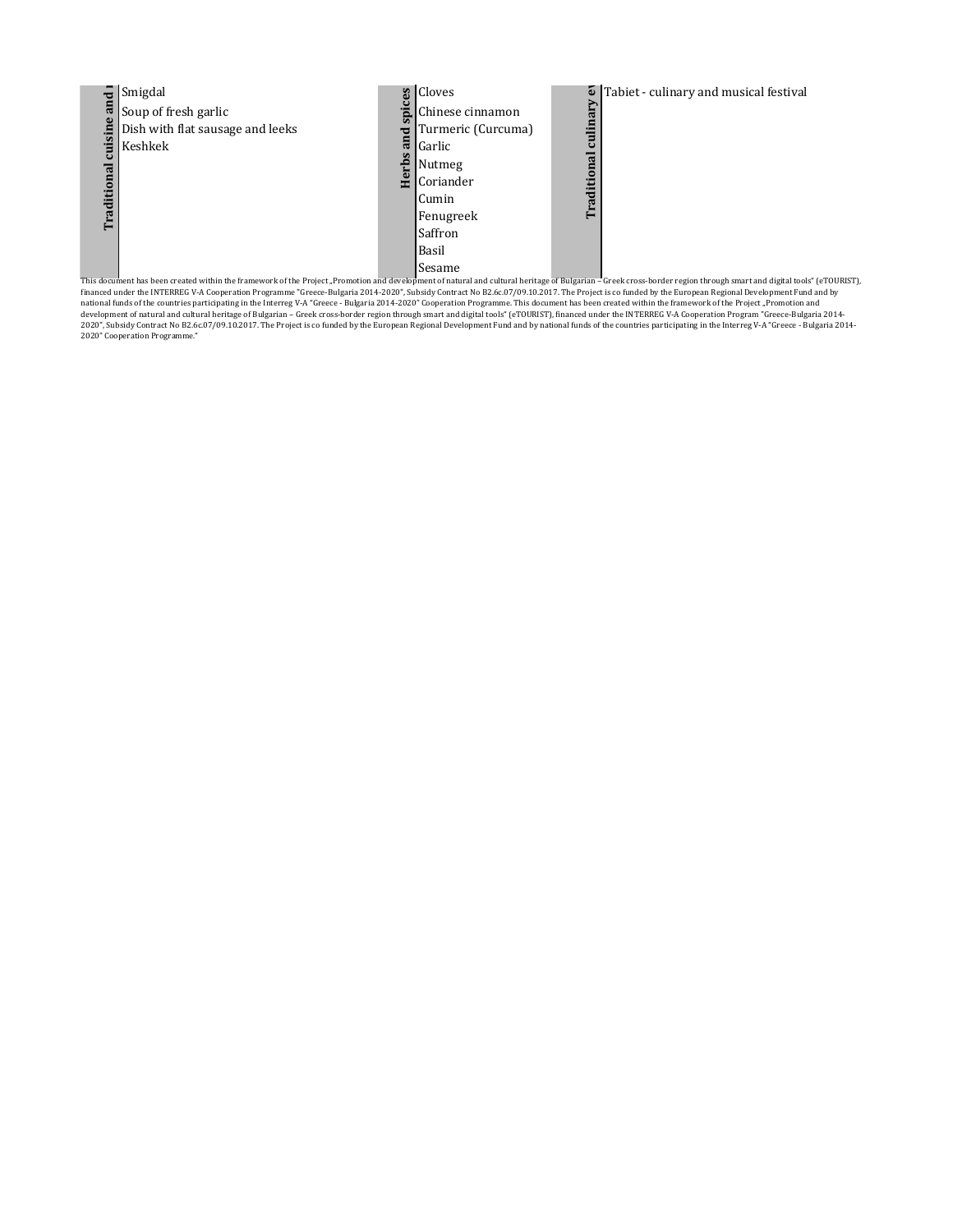| Traditional cuisine and r | | Herbs and spices | | Traditional culinary ev | |
|---|---|---|---|---|---|
| | Smigdal | | Cloves | | Tabiet - culinary and musical festival |
| | Soup of fresh garlic | | Chinese cinnamon | | |
| | Dish with flat sausage and leeks | | Turmeric (Curcuma) | | |
| | Keshkek | | Garlic | | |
| | | | Nutmeg | | |
| | | | Coriander | | |
| | | | Cumin | | |
| | | | Fenugreek | | |
| | | | Saffron | | |
| | | | Basil | | |
| | | | Sesame | | |

This document has been created within the framework of the Project „Promotion and development of natural and cultural heritage of Bulgarian – Greek cross-border region through smart and digital tools" (eTOURIST), financed under the INTERREG V-A Cooperation Programme "Greece-Bulgaria 2014-2020", Subsidy Contract No B2.6c.07/09.10.2017. The Project is co funded by the European Regional Development Fund and by national funds of the countries participating in the Interreg V-A "Greece - Bulgaria 2014-2020" Cooperation Programme. This document has been created within the framework of the Project „Promotion and development of natural and cultural heritage of Bulgarian – Greek cross-border region through smart and digital tools" (eTOURIST), financed under the INTERREG V-A Cooperation Program "Greece-Bulgaria 2014-2020", Subsidy Contract No B2.6c.07/09.10.2017. The Project is co funded by the European Regional Development Fund and by national funds of the countries participating in the Interreg V-A "Greece - Bulgaria 2014-2020" Cooperation Programme."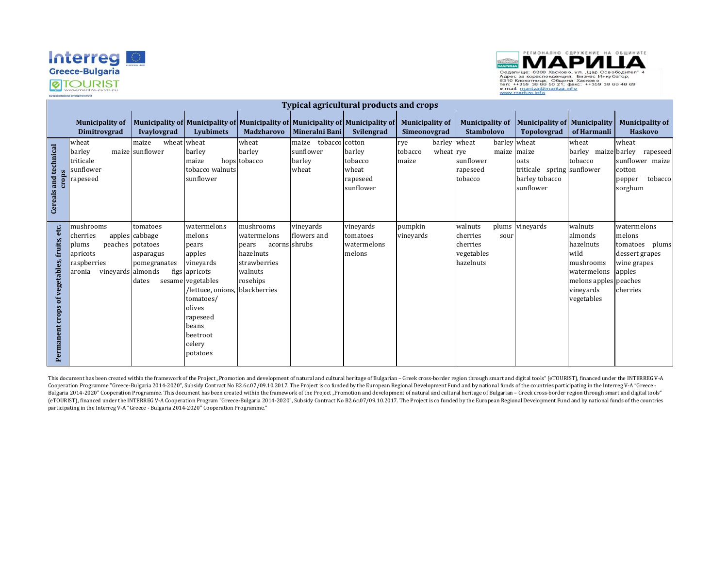| | Typical agricultural products and crops | | | | | | | | | | |
|---|---|---|---|---|---|---|---|---|---|---|---|
| | **Municipality of Dimitrovgrad** | **Municipality of Ivaylovgrad** | **Municipality of Lyubimets** | **Municipality of Madzharovo** | **Municipality of Mineralni Bani** | **Municipality of Svilengrad** | **Municipality of Simeonovgrad** | **Municipality of Stambolovo** | **Municipality of Topolovgrad** | **Municipality of Harmanli** | **Municipality of Haskovo** |
| **Cereals and technical crops** | wheat barley maize triticale sunflower rapeseed | maize wheat sunflower | wheat barley maize hops tobacco walnuts sunflower | wheat barley tobacco | maize tobacco sunflower barley wheat | cotton barley tobacco wheat rapeseed sunflower | rye barley tobacco wheat maize | wheat barley rye maize sunflower rapeseed tobacco | wheat maize oats triticale spring barley tobacco sunflower | wheat barley maize tobacco sunflower | wheat barley rapeseed sunflower maize cotton pepper tobacco sorghum |
| **Permanent crops of vegetables, fruits, etc.** | mushrooms cherries apples plums peaches apricots raspberries aronia vineyards | tomatoes cabbage potatoes asparagus pomegranates almonds figs dates sesame | watermelons melons pears apples vineyards apricots vegetables /lettuce, onions, tomatoes/ olives rapeseed beans beetroot celery potatoes | mushrooms watermelons pears acorns hazelnuts strawberries walnuts rosehips blackberries | vineyards flowers and shrubs | vineyards tomatoes watermelons melons | pumpkin vineyards | walnuts plums cherries sour cherries vegetables hazelnuts | vineyards | walnuts almonds hazelnuts wild mushrooms watermelons melons apples vineyards vegetables | watermelons melons tomatoes plums dessert grapes wine grapes apples peaches cherries |

This document has been created within the framework of the Project „Promotion and development of natural and cultural heritage of Bulgarian – Greek cross-border region through smart and digital tools" (eTOURIST), financed under the INTERREG V-A Cooperation Programme "Greece-Bulgaria 2014-2020", Subsidy Contract No B2.6c.07/09.10.2017. The Project is co funded by the European Regional Development Fund and by national funds of the countries participating in the Interreg V-A "Greece - Bulgaria 2014-2020" Cooperation Programme. This document has been created within the framework of the Project „Promotion and development of natural and cultural heritage of Bulgarian – Greek cross-border region through smart and digital tools" (eTOURIST), financed under the INTERREG V-A Cooperation Program "Greece-Bulgaria 2014-2020", Subsidy Contract No B2.6c.07/09.10.2017. The Project is co funded by the European Regional Development Fund and by national funds of the countries participating in the Interreg V-A "Greece - Bulgaria 2014-2020" Cooperation Programme."